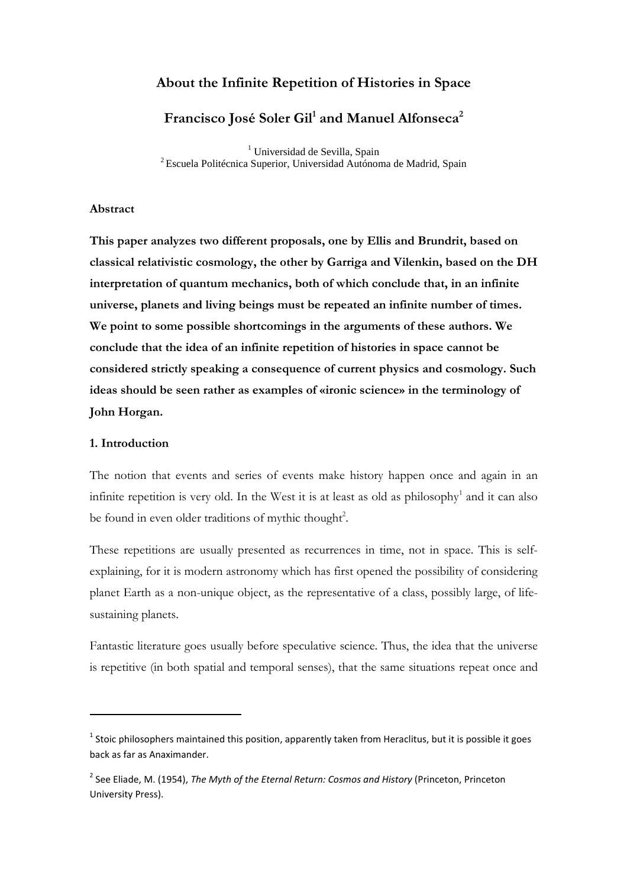# About the Infinite Repetition of Histories in Space

## Francisco José Soler Gil[1] and Manuel Alfonseca[2]

[1] Universidad de Sevilla, Spain
[2] Escuela Politécnica Superior, Universidad Autónoma de Madrid, Spain

### Abstract

**This paper analyzes two different proposals, one by Ellis and Brundrit, based on classical relativistic cosmology, the other by Garriga and Vilenkin, based on the DH interpretation of quantum mechanics, both of which conclude that, in an infinite universe, planets and living beings must be repeated an infinite number of times. We point to some possible shortcomings in the arguments of these authors. We conclude that the idea of an infinite repetition of histories in space cannot be considered strictly speaking a consequence of current physics and cosmology. Such ideas should be seen rather as examples of «ironic science» in the terminology of John Horgan.**

### 1. Introduction

The notion that events and series of events make history happen once and again in an infinite repetition is very old. In the West it is at least as old as philosophy[1] and it can also be found in even older traditions of mythic thought[2].

These repetitions are usually presented as recurrences in time, not in space. This is self-explaining, for it is modern astronomy which has first opened the possibility of considering planet Earth as a non-unique object, as the representative of a class, possibly large, of life-sustaining planets.

Fantastic literature goes usually before speculative science. Thus, the idea that the universe is repetitive (in both spatial and temporal senses), that the same situations repeat once and

---

[1] Stoic philosophers maintained this position, apparently taken from Heraclitus, but it is possible it goes back as far as Anaximander.

[2] See Eliade, M. (1954), *The Myth of the Eternal Return: Cosmos and History* (Princeton, Princeton University Press).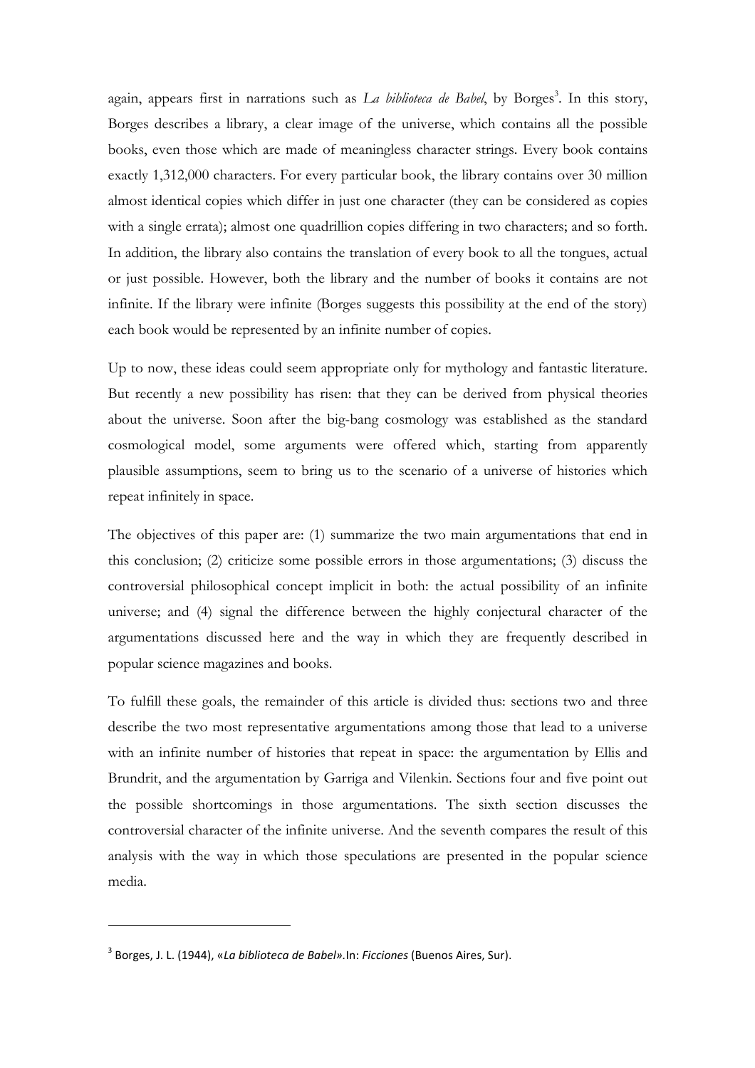again, appears first in narrations such as *La biblioteca de Babel*, by Borges[3]. In this story, Borges describes a library, a clear image of the universe, which contains all the possible books, even those which are made of meaningless character strings. Every book contains exactly 1,312,000 characters. For every particular book, the library contains over 30 million almost identical copies which differ in just one character (they can be considered as copies with a single errata); almost one quadrillion copies differing in two characters; and so forth. In addition, the library also contains the translation of every book to all the tongues, actual or just possible. However, both the library and the number of books it contains are not infinite. If the library were infinite (Borges suggests this possibility at the end of the story) each book would be represented by an infinite number of copies.

Up to now, these ideas could seem appropriate only for mythology and fantastic literature. But recently a new possibility has risen: that they can be derived from physical theories about the universe. Soon after the big-bang cosmology was established as the standard cosmological model, some arguments were offered which, starting from apparently plausible assumptions, seem to bring us to the scenario of a universe of histories which repeat infinitely in space.

The objectives of this paper are: (1) summarize the two main argumentations that end in this conclusion; (2) criticize some possible errors in those argumentations; (3) discuss the controversial philosophical concept implicit in both: the actual possibility of an infinite universe; and (4) signal the difference between the highly conjectural character of the argumentations discussed here and the way in which they are frequently described in popular science magazines and books.

To fulfill these goals, the remainder of this article is divided thus: sections two and three describe the two most representative argumentations among those that lead to a universe with an infinite number of histories that repeat in space: the argumentation by Ellis and Brundrit, and the argumentation by Garriga and Vilenkin. Sections four and five point out the possible shortcomings in those argumentations. The sixth section discusses the controversial character of the infinite universe. And the seventh compares the result of this analysis with the way in which those speculations are presented in the popular science media.

---

[3] Borges, J. L. (1944), «*La biblioteca de Babel*».In: *Ficciones* (Buenos Aires, Sur).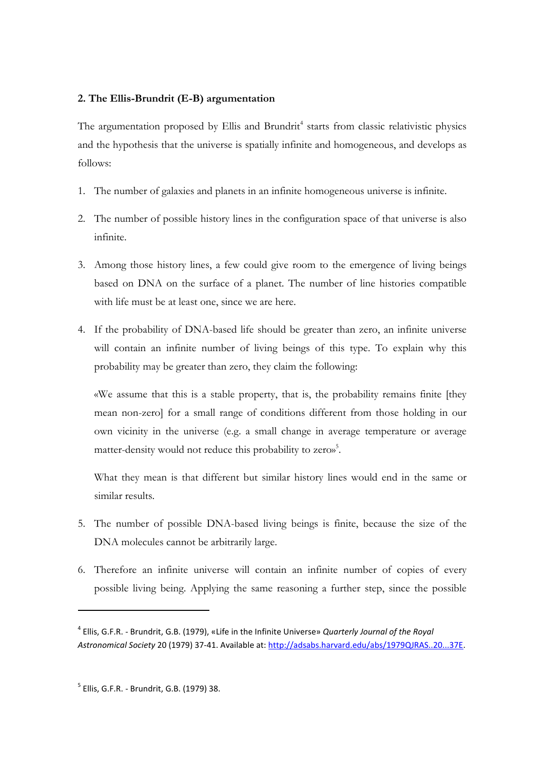**2. The Ellis-Brundrit (E-B) argumentation**

The argumentation proposed by Ellis and Brundrit[4] starts from classic relativistic physics and the hypothesis that the universe is spatially infinite and homogeneous, and develops as follows:

1. The number of galaxies and planets in an infinite homogeneous universe is infinite.

2. The number of possible history lines in the configuration space of that universe is also infinite.

3. Among those history lines, a few could give room to the emergence of living beings based on DNA on the surface of a planet. The number of line histories compatible with life must be at least one, since we are here.

4. If the probability of DNA-based life should be greater than zero, an infinite universe will contain an infinite number of living beings of this type. To explain why this probability may be greater than zero, they claim the following:

   «We assume that this is a stable property, that is, the probability remains finite [they mean non-zero] for a small range of conditions different from those holding in our own vicinity in the universe (e.g. a small change in average temperature or average matter-density would not reduce this probability to zero»[5].

   What they mean is that different but similar history lines would end in the same or similar results.

5. The number of possible DNA-based living beings is finite, because the size of the DNA molecules cannot be arbitrarily large.

6. Therefore an infinite universe will contain an infinite number of copies of every possible living being. Applying the same reasoning a further step, since the possible

---

[4] Ellis, G.F.R. - Brundrit, G.B. (1979), «Life in the Infinite Universe» *Quarterly Journal of the Royal Astronomical Society* 20 (1979) 37-41. Available at: http://adsabs.harvard.edu/abs/1979QJRAS..20...37E.

[5] Ellis, G.F.R. - Brundrit, G.B. (1979) 38.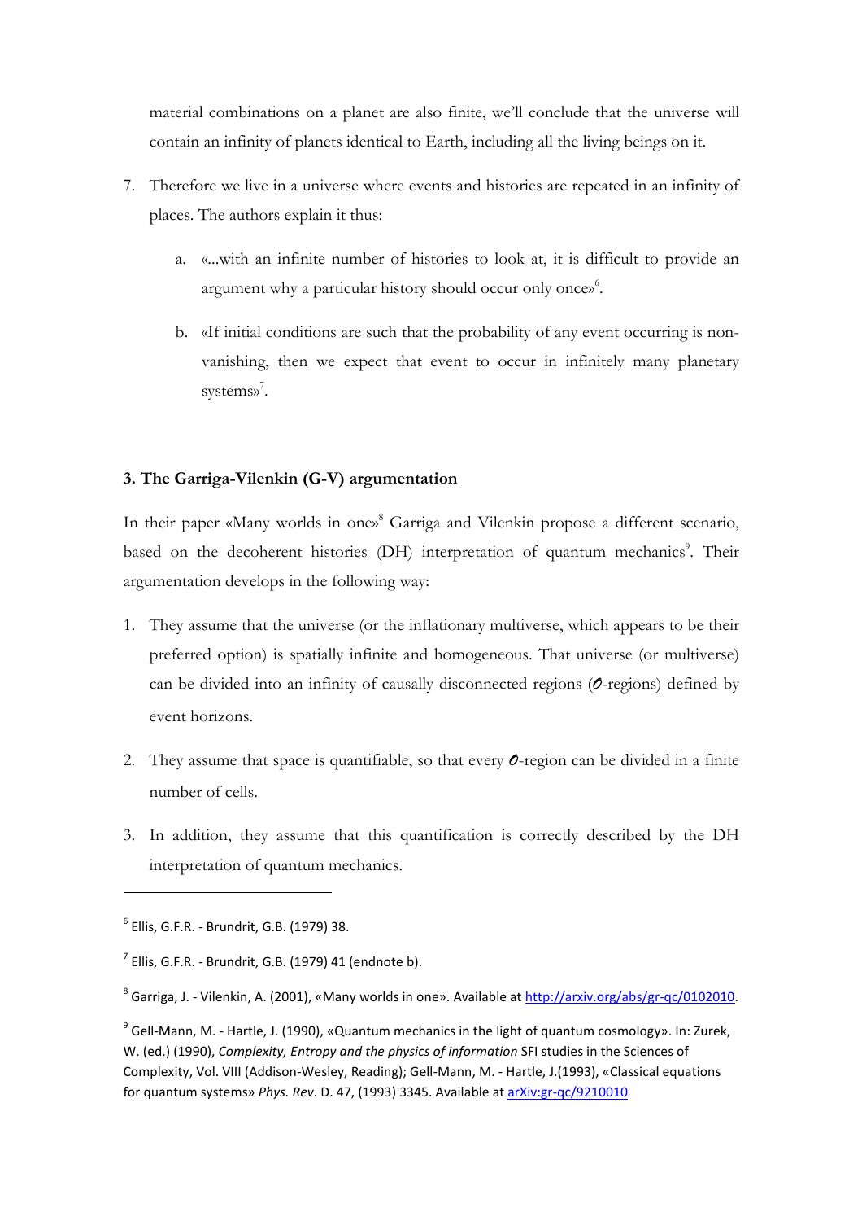material combinations on a planet are also finite, we'll conclude that the universe will contain an infinity of planets identical to Earth, including all the living beings on it.

7. Therefore we live in a universe where events and histories are repeated in an infinity of places. The authors explain it thus:

    a. «...with an infinite number of histories to look at, it is difficult to provide an argument why a particular history should occur only once»[6].

    b. «If initial conditions are such that the probability of any event occurring is non-vanishing, then we expect that event to occur in infinitely many planetary systems»[7].

### 3. The Garriga-Vilenkin (G-V) argumentation

In their paper «Many worlds in one»[8] Garriga and Vilenkin propose a different scenario, based on the decoherent histories (DH) interpretation of quantum mechanics[9]. Their argumentation develops in the following way:

1. They assume that the universe (or the inflationary multiverse, which appears to be their preferred option) is spatially infinite and homogeneous. That universe (or multiverse) can be divided into an infinity of causally disconnected regions (*O*-regions) defined by event horizons.

2. They assume that space is quantifiable, so that every *O*-region can be divided in a finite number of cells.

3. In addition, they assume that this quantification is correctly described by the DH interpretation of quantum mechanics.

---

[6] Ellis, G.F.R. - Brundrit, G.B. (1979) 38.

[7] Ellis, G.F.R. - Brundrit, G.B. (1979) 41 (endnote b).

[8] Garriga, J. - Vilenkin, A. (2001), «Many worlds in one». Available at http://arxiv.org/abs/gr-qc/0102010.

[9] Gell-Mann, M. - Hartle, J. (1990), «Quantum mechanics in the light of quantum cosmology». In: Zurek, W. (ed.) (1990), *Complexity, Entropy and the physics of information* SFI studies in the Sciences of Complexity, Vol. VIII (Addison-Wesley, Reading); Gell-Mann, M. - Hartle, J.(1993), «Classical equations for quantum systems» *Phys. Rev*. D. 47, (1993) 3345. Available at arXiv:gr-qc/9210010.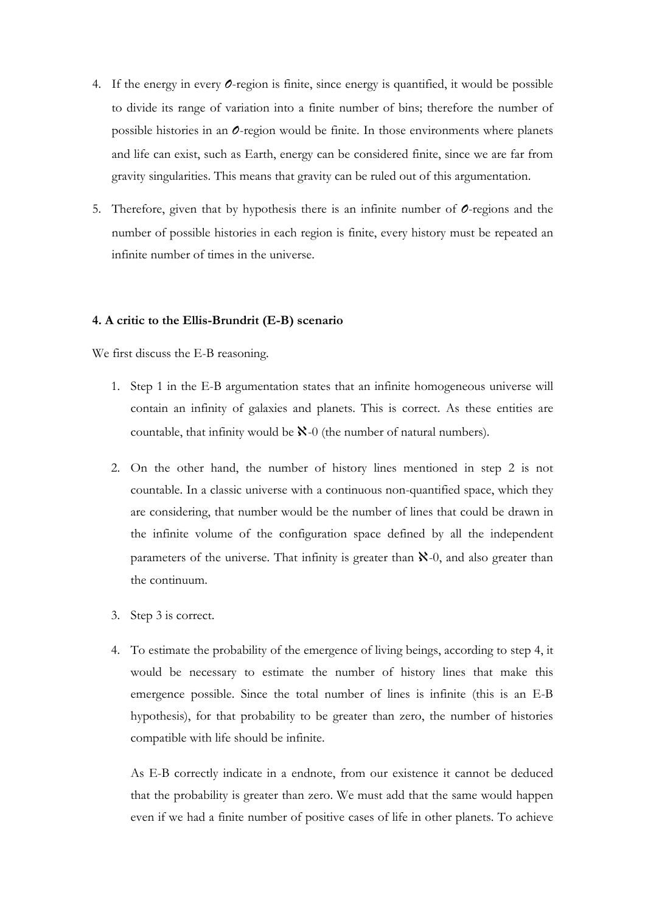4. If the energy in every $\mathcal{O}$-region is finite, since energy is quantified, it would be possible to divide its range of variation into a finite number of bins; therefore the number of possible histories in an $\mathcal{O}$-region would be finite. In those environments where planets and life can exist, such as Earth, energy can be considered finite, since we are far from gravity singularities. This means that gravity can be ruled out of this argumentation.

5. Therefore, given that by hypothesis there is an infinite number of $\mathcal{O}$-regions and the number of possible histories in each region is finite, every history must be repeated an infinite number of times in the universe.

### 4. A critic to the Ellis-Brundrit (E-B) scenario

We first discuss the E-B reasoning.

1. Step 1 in the E-B argumentation states that an infinite homogeneous universe will contain an infinity of galaxies and planets. This is correct. As these entities are countable, that infinity would be $\aleph$-0 (the number of natural numbers).

2. On the other hand, the number of history lines mentioned in step 2 is not countable. In a classic universe with a continuous non-quantified space, which they are considering, that number would be the number of lines that could be drawn in the infinite volume of the configuration space defined by all the independent parameters of the universe. That infinity is greater than $\aleph$-0, and also greater than the continuum.

3. Step 3 is correct.

4. To estimate the probability of the emergence of living beings, according to step 4, it would be necessary to estimate the number of history lines that make this emergence possible. Since the total number of lines is infinite (this is an E-B hypothesis), for that probability to be greater than zero, the number of histories compatible with life should be infinite.

   As E-B correctly indicate in a endnote, from our existence it cannot be deduced that the probability is greater than zero. We must add that the same would happen even if we had a finite number of positive cases of life in other planets. To achieve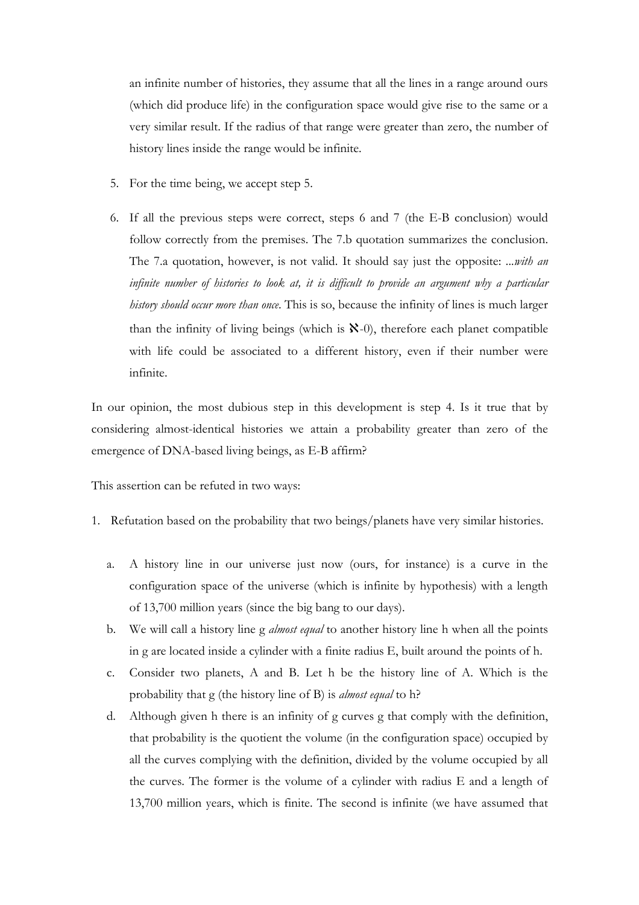an infinite number of histories, they assume that all the lines in a range around ours (which did produce life) in the configuration space would give rise to the same or a very similar result. If the radius of that range were greater than zero, the number of history lines inside the range would be infinite.

5. For the time being, we accept step 5.

6. If all the previous steps were correct, steps 6 and 7 (the E-B conclusion) would follow correctly from the premises. The 7.b quotation summarizes the conclusion. The 7.a quotation, however, is not valid. It should say just the opposite: *...with an infinite number of histories to look at, it is difficult to provide an argument why a particular history should occur more than once*. This is so, because the infinity of lines is much larger than the infinity of living beings (which is $\aleph$-0), therefore each planet compatible with life could be associated to a different history, even if their number were infinite.

In our opinion, the most dubious step in this development is step 4. Is it true that by considering almost-identical histories we attain a probability greater than zero of the emergence of DNA-based living beings, as E-B affirm?

This assertion can be refuted in two ways:

1. Refutation based on the probability that two beings/planets have very similar histories.

   a. A history line in our universe just now (ours, for instance) is a curve in the configuration space of the universe (which is infinite by hypothesis) with a length of 13,700 million years (since the big bang to our days).

   b. We will call a history line g *almost equal* to another history line h when all the points in g are located inside a cylinder with a finite radius E, built around the points of h.

   c. Consider two planets, A and B. Let h be the history line of A. Which is the probability that g (the history line of B) is *almost equal* to h?

   d. Although given h there is an infinity of g curves g that comply with the definition, that probability is the quotient the volume (in the configuration space) occupied by all the curves complying with the definition, divided by the volume occupied by all the curves. The former is the volume of a cylinder with radius E and a length of 13,700 million years, which is finite. The second is infinite (we have assumed that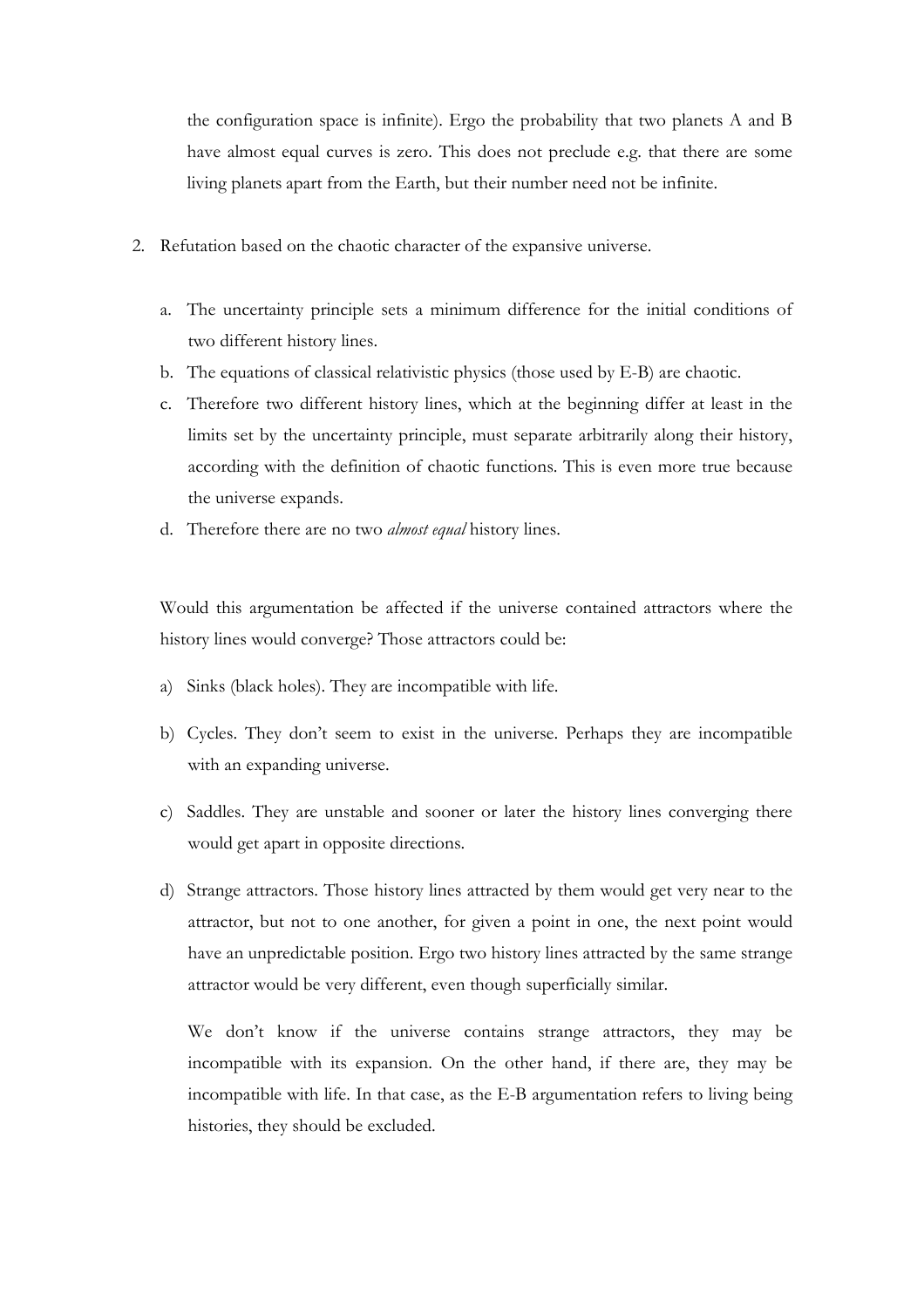the configuration space is infinite). Ergo the probability that two planets A and B have almost equal curves is zero. This does not preclude e.g. that there are some living planets apart from the Earth, but their number need not be infinite.

2. Refutation based on the chaotic character of the expansive universe.

   a. The uncertainty principle sets a minimum difference for the initial conditions of two different history lines.
   b. The equations of classical relativistic physics (those used by E-B) are chaotic.
   c. Therefore two different history lines, which at the beginning differ at least in the limits set by the uncertainty principle, must separate arbitrarily along their history, according with the definition of chaotic functions. This is even more true because the universe expands.
   d. Therefore there are no two *almost equal* history lines.

   Would this argumentation be affected if the universe contained attractors where the history lines would converge? Those attractors could be:

   a) Sinks (black holes). They are incompatible with life.

   b) Cycles. They don't seem to exist in the universe. Perhaps they are incompatible with an expanding universe.

   c) Saddles. They are unstable and sooner or later the history lines converging there would get apart in opposite directions.

   d) Strange attractors. Those history lines attracted by them would get very near to the attractor, but not to one another, for given a point in one, the next point would have an unpredictable position. Ergo two history lines attracted by the same strange attractor would be very different, even though superficially similar.

      We don't know if the universe contains strange attractors, they may be incompatible with its expansion. On the other hand, if there are, they may be incompatible with life. In that case, as the E-B argumentation refers to living being histories, they should be excluded.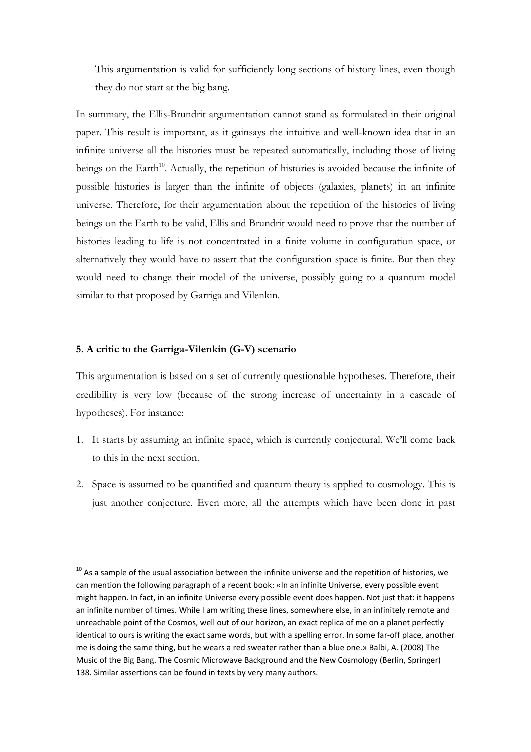This argumentation is valid for sufficiently long sections of history lines, even though they do not start at the big bang.

In summary, the Ellis-Brundrit argumentation cannot stand as formulated in their original paper. This result is important, as it gainsays the intuitive and well-known idea that in an infinite universe all the histories must be repeated automatically, including those of living beings on the Earth[10]. Actually, the repetition of histories is avoided because the infinite of possible histories is larger than the infinite of objects (galaxies, planets) in an infinite universe. Therefore, for their argumentation about the repetition of the histories of living beings on the Earth to be valid, Ellis and Brundrit would need to prove that the number of histories leading to life is not concentrated in a finite volume in configuration space, or alternatively they would have to assert that the configuration space is finite. But then they would need to change their model of the universe, possibly going to a quantum model similar to that proposed by Garriga and Vilenkin.

### 5. A critic to the Garriga-Vilenkin (G-V) scenario

This argumentation is based on a set of currently questionable hypotheses. Therefore, their credibility is very low (because of the strong increase of uncertainty in a cascade of hypotheses). For instance:

1. It starts by assuming an infinite space, which is currently conjectural. We'll come back to this in the next section.
2. Space is assumed to be quantified and quantum theory is applied to cosmology. This is just another conjecture. Even more, all the attempts which have been done in past

---

[10] As a sample of the usual association between the infinite universe and the repetition of histories, we can mention the following paragraph of a recent book: «In an infinite Universe, every possible event might happen. In fact, in an infinite Universe every possible event does happen. Not just that: it happens an infinite number of times. While I am writing these lines, somewhere else, in an infinitely remote and unreachable point of the Cosmos, well out of our horizon, an exact replica of me on a planet perfectly identical to ours is writing the exact same words, but with a spelling error. In some far-off place, another me is doing the same thing, but he wears a red sweater rather than a blue one.» Balbi, A. (2008) The Music of the Big Bang. The Cosmic Microwave Background and the New Cosmology (Berlin, Springer) 138. Similar assertions can be found in texts by very many authors.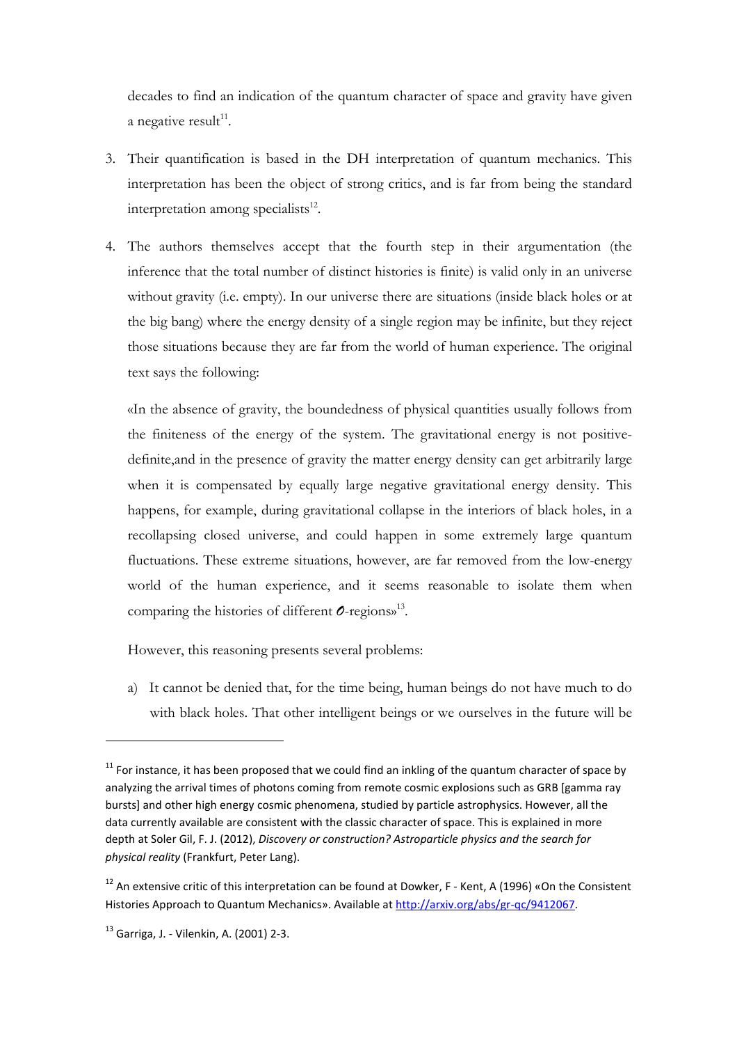decades to find an indication of the quantum character of space and gravity have given a negative result[11].

3. Their quantification is based in the DH interpretation of quantum mechanics. This interpretation has been the object of strong critics, and is far from being the standard interpretation among specialists[12].

4. The authors themselves accept that the fourth step in their argumentation (the inference that the total number of distinct histories is finite) is valid only in an universe without gravity (i.e. empty). In our universe there are situations (inside black holes or at the big bang) where the energy density of a single region may be infinite, but they reject those situations because they are far from the world of human experience. The original text says the following:

   «In the absence of gravity, the boundedness of physical quantities usually follows from the finiteness of the energy of the system. The gravitational energy is not positive-definite,and in the presence of gravity the matter energy density can get arbitrarily large when it is compensated by equally large negative gravitational energy density. This happens, for example, during gravitational collapse in the interiors of black holes, in a recollapsing closed universe, and could happen in some extremely large quantum fluctuations. These extreme situations, however, are far removed from the low-energy world of the human experience, and it seems reasonable to isolate them when comparing the histories of different *O*-regions»[13].

   However, this reasoning presents several problems:

   a) It cannot be denied that, for the time being, human beings do not have much to do with black holes. That other intelligent beings or we ourselves in the future will be

---

[11] For instance, it has been proposed that we could find an inkling of the quantum character of space by analyzing the arrival times of photons coming from remote cosmic explosions such as GRB [gamma ray bursts] and other high energy cosmic phenomena, studied by particle astrophysics. However, all the data currently available are consistent with the classic character of space. This is explained in more depth at Soler Gil, F. J. (2012), *Discovery or construction? Astroparticle physics and the search for physical reality* (Frankfurt, Peter Lang).

[12] An extensive critic of this interpretation can be found at Dowker, F - Kent, A (1996) «On the Consistent Histories Approach to Quantum Mechanics». Available at http://arxiv.org/abs/gr-qc/9412067.

[13] Garriga, J. - Vilenkin, A. (2001) 2-3.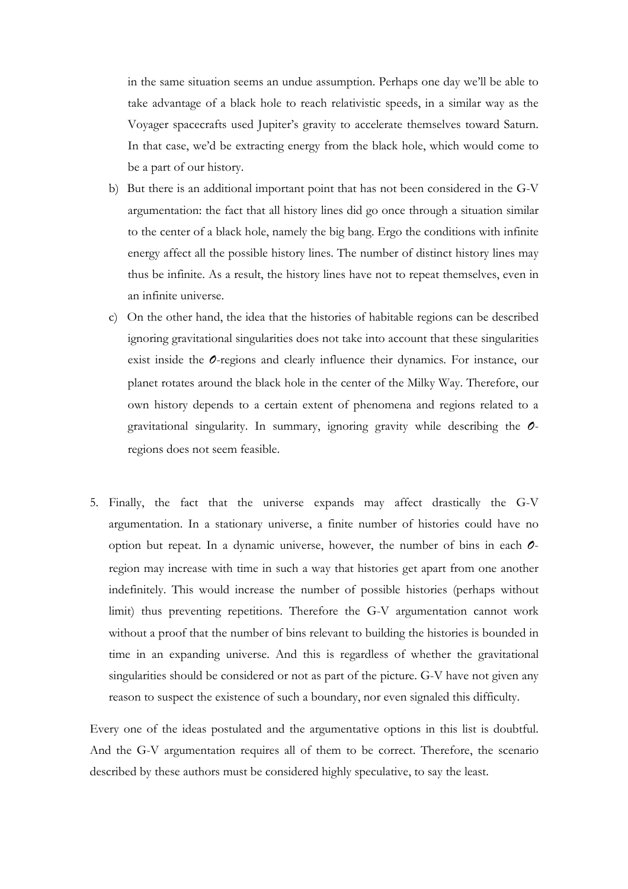in the same situation seems an undue assumption. Perhaps one day we'll be able to take advantage of a black hole to reach relativistic speeds, in a similar way as the Voyager spacecrafts used Jupiter's gravity to accelerate themselves toward Saturn. In that case, we'd be extracting energy from the black hole, which would come to be a part of our history.

b) But there is an additional important point that has not been considered in the G-V argumentation: the fact that all history lines did go once through a situation similar to the center of a black hole, namely the big bang. Ergo the conditions with infinite energy affect all the possible history lines. The number of distinct history lines may thus be infinite. As a result, the history lines have not to repeat themselves, even in an infinite universe.

c) On the other hand, the idea that the histories of habitable regions can be described ignoring gravitational singularities does not take into account that these singularities exist inside the $\mathcal{O}$-regions and clearly influence their dynamics. For instance, our planet rotates around the black hole in the center of the Milky Way. Therefore, our own history depends to a certain extent of phenomena and regions related to a gravitational singularity. In summary, ignoring gravity while describing the $\mathcal{O}$-regions does not seem feasible.

5. Finally, the fact that the universe expands may affect drastically the G-V argumentation. In a stationary universe, a finite number of histories could have no option but repeat. In a dynamic universe, however, the number of bins in each $\mathcal{O}$-region may increase with time in such a way that histories get apart from one another indefinitely. This would increase the number of possible histories (perhaps without limit) thus preventing repetitions. Therefore the G-V argumentation cannot work without a proof that the number of bins relevant to building the histories is bounded in time in an expanding universe. And this is regardless of whether the gravitational singularities should be considered or not as part of the picture. G-V have not given any reason to suspect the existence of such a boundary, nor even signaled this difficulty.

Every one of the ideas postulated and the argumentative options in this list is doubtful. And the G-V argumentation requires all of them to be correct. Therefore, the scenario described by these authors must be considered highly speculative, to say the least.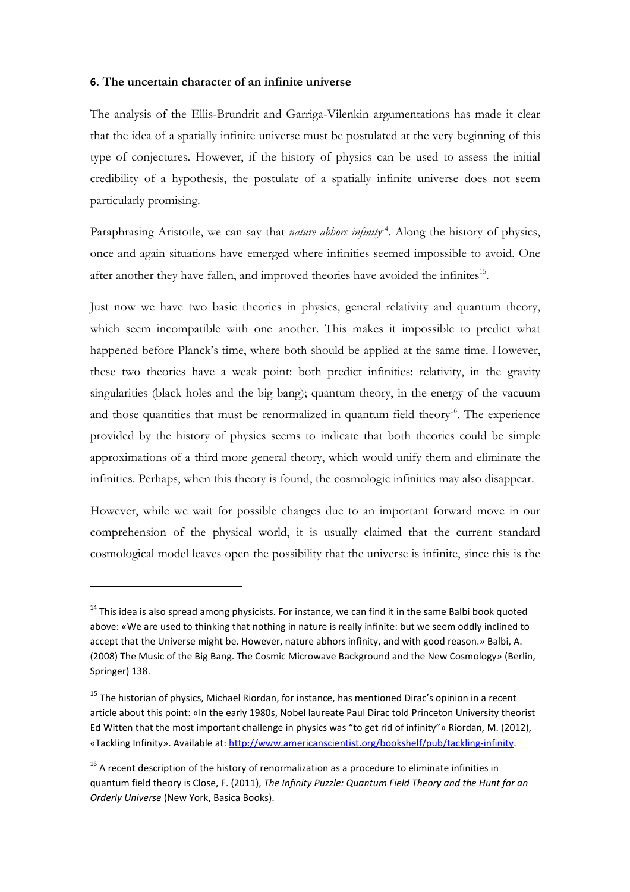### 6. The uncertain character of an infinite universe

The analysis of the Ellis-Brundrit and Garriga-Vilenkin argumentations has made it clear that the idea of a spatially infinite universe must be postulated at the very beginning of this type of conjectures. However, if the history of physics can be used to assess the initial credibility of a hypothesis, the postulate of a spatially infinite universe does not seem particularly promising.

Paraphrasing Aristotle, we can say that *nature abhors infinity*[14]. Along the history of physics, once and again situations have emerged where infinities seemed impossible to avoid. One after another they have fallen, and improved theories have avoided the infinites[15].

Just now we have two basic theories in physics, general relativity and quantum theory, which seem incompatible with one another. This makes it impossible to predict what happened before Planck's time, where both should be applied at the same time. However, these two theories have a weak point: both predict infinities: relativity, in the gravity singularities (black holes and the big bang); quantum theory, in the energy of the vacuum and those quantities that must be renormalized in quantum field theory[16]. The experience provided by the history of physics seems to indicate that both theories could be simple approximations of a third more general theory, which would unify them and eliminate the infinities. Perhaps, when this theory is found, the cosmologic infinities may also disappear.

However, while we wait for possible changes due to an important forward move in our comprehension of the physical world, it is usually claimed that the current standard cosmological model leaves open the possibility that the universe is infinite, since this is the

---

[14] This idea is also spread among physicists. For instance, we can find it in the same Balbi book quoted above: «We are used to thinking that nothing in nature is really infinite: but we seem oddly inclined to accept that the Universe might be. However, nature abhors infinity, and with good reason.» Balbi, A. (2008) The Music of the Big Bang. The Cosmic Microwave Background and the New Cosmology» (Berlin, Springer) 138.

[15] The historian of physics, Michael Riordan, for instance, has mentioned Dirac's opinion in a recent article about this point: «In the early 1980s, Nobel laureate Paul Dirac told Princeton University theorist Ed Witten that the most important challenge in physics was "to get rid of infinity"» Riordan, M. (2012), «Tackling Infinity». Available at: http://www.americanscientist.org/bookshelf/pub/tackling-infinity.

[16] A recent description of the history of renormalization as a procedure to eliminate infinities in quantum field theory is Close, F. (2011), *The Infinity Puzzle: Quantum Field Theory and the Hunt for an Orderly Universe* (New York, Basica Books).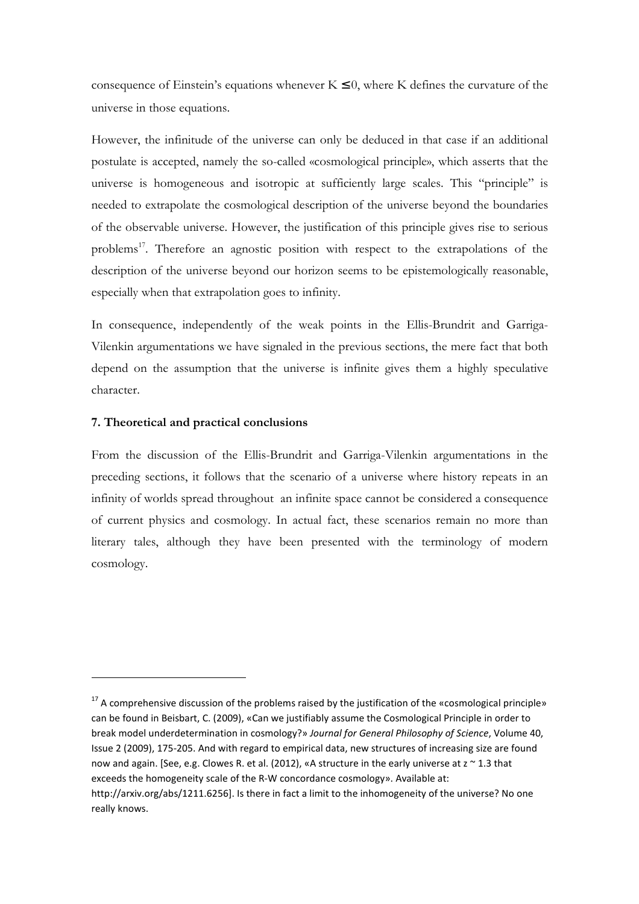consequence of Einstein's equations whenever $K \leq 0$, where K defines the curvature of the universe in those equations.

However, the infinitude of the universe can only be deduced in that case if an additional postulate is accepted, namely the so-called «cosmological principle», which asserts that the universe is homogeneous and isotropic at sufficiently large scales. This "principle" is needed to extrapolate the cosmological description of the universe beyond the boundaries of the observable universe. However, the justification of this principle gives rise to serious problems[17]. Therefore an agnostic position with respect to the extrapolations of the description of the universe beyond our horizon seems to be epistemologically reasonable, especially when that extrapolation goes to infinity.

In consequence, independently of the weak points in the Ellis-Brundrit and Garriga-Vilenkin argumentations we have signaled in the previous sections, the mere fact that both depend on the assumption that the universe is infinite gives them a highly speculative character.

### 7. Theoretical and practical conclusions

From the discussion of the Ellis-Brundrit and Garriga-Vilenkin argumentations in the preceding sections, it follows that the scenario of a universe where history repeats in an infinity of worlds spread throughout an infinite space cannot be considered a consequence of current physics and cosmology. In actual fact, these scenarios remain no more than literary tales, although they have been presented with the terminology of modern cosmology.

---

[17] A comprehensive discussion of the problems raised by the justification of the «cosmological principle» can be found in Beisbart, C. (2009), «Can we justifiably assume the Cosmological Principle in order to break model underdetermination in cosmology?» *Journal for General Philosophy of Science*, Volume 40, Issue 2 (2009), 175-205. And with regard to empirical data, new structures of increasing size are found now and again. [See, e.g. Clowes R. et al. (2012), «A structure in the early universe at $z \sim 1.3$ that exceeds the homogeneity scale of the R-W concordance cosmology». Available at: http://arxiv.org/abs/1211.6256]. Is there in fact a limit to the inhomogeneity of the universe? No one really knows.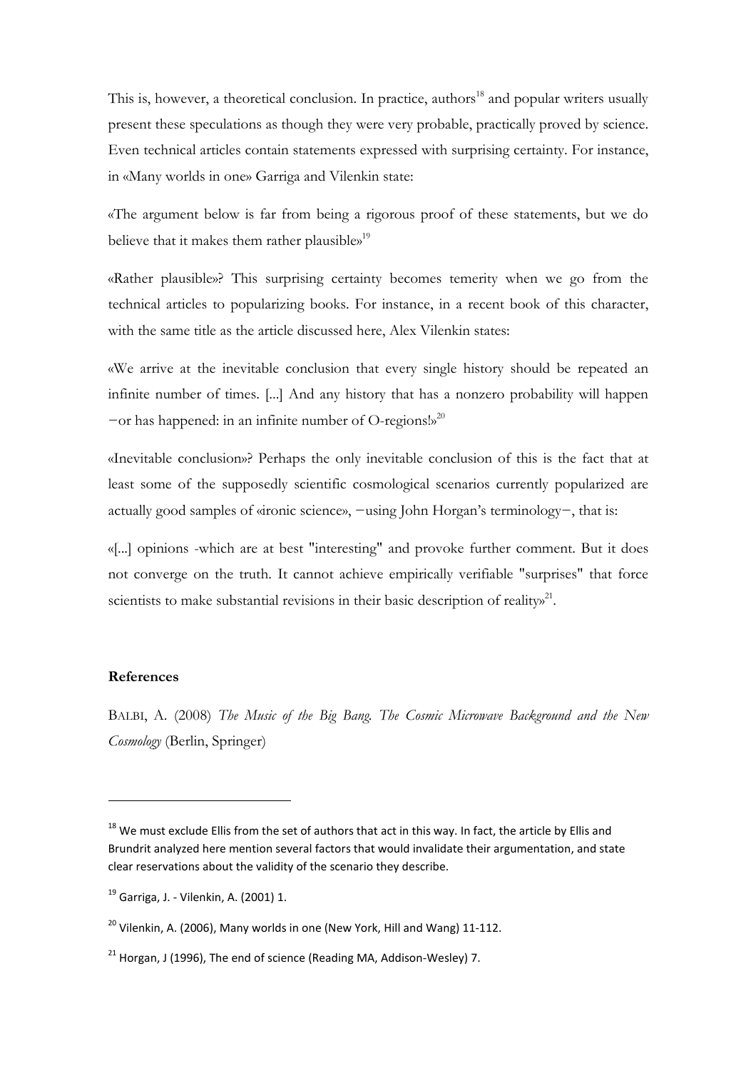This is, however, a theoretical conclusion. In practice, authors[18] and popular writers usually present these speculations as though they were very probable, practically proved by science. Even technical articles contain statements expressed with surprising certainty. For instance, in «Many worlds in one» Garriga and Vilenkin state:

«The argument below is far from being a rigorous proof of these statements, but we do believe that it makes them rather plausible»[19]

«Rather plausible»? This surprising certainty becomes temerity when we go from the technical articles to popularizing books. For instance, in a recent book of this character, with the same title as the article discussed here, Alex Vilenkin states:

«We arrive at the inevitable conclusion that every single history should be repeated an infinite number of times. [...] And any history that has a nonzero probability will happen −or has happened: in an infinite number of O-regions!»[20]

«Inevitable conclusion»? Perhaps the only inevitable conclusion of this is the fact that at least some of the supposedly scientific cosmological scenarios currently popularized are actually good samples of «ironic science», −using John Horgan's terminology−, that is:

«[...] opinions -which are at best "interesting" and provoke further comment. But it does not converge on the truth. It cannot achieve empirically verifiable "surprises" that force scientists to make substantial revisions in their basic description of reality»[21].

## References

BALBI, A. (2008) *The Music of the Big Bang. The Cosmic Microwave Background and the New Cosmology* (Berlin, Springer)

---

[18] We must exclude Ellis from the set of authors that act in this way. In fact, the article by Ellis and Brundrit analyzed here mention several factors that would invalidate their argumentation, and state clear reservations about the validity of the scenario they describe.

[19] Garriga, J. - Vilenkin, A. (2001) 1.

[20] Vilenkin, A. (2006), Many worlds in one (New York, Hill and Wang) 11-112.

[21] Horgan, J (1996), The end of science (Reading MA, Addison-Wesley) 7.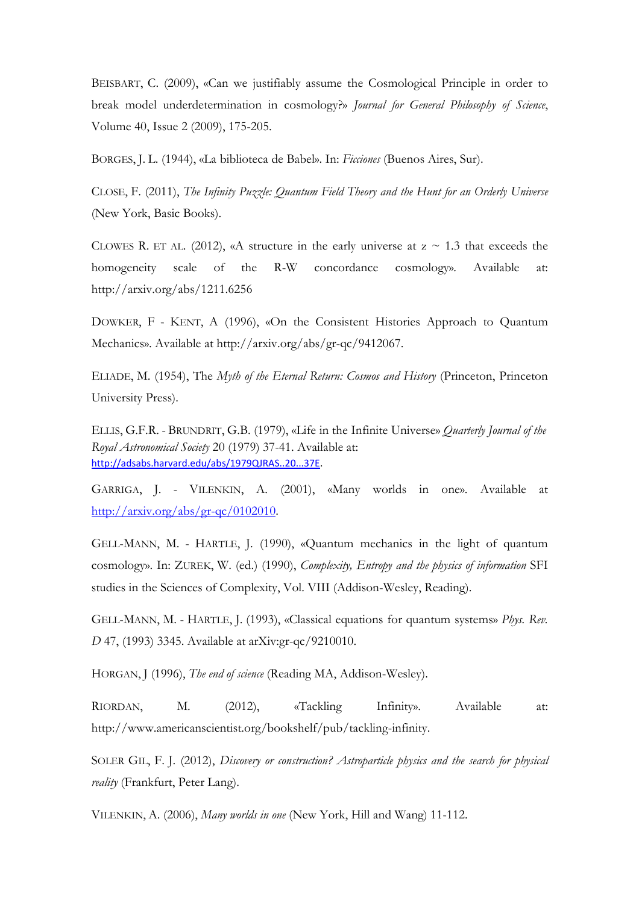BEISBART, C. (2009), «Can we justifiably assume the Cosmological Principle in order to break model underdetermination in cosmology?» *Journal for General Philosophy of Science*, Volume 40, Issue 2 (2009), 175-205.

BORGES, J. L. (1944), «La biblioteca de Babel». In: *Ficciones* (Buenos Aires, Sur).

CLOSE, F. (2011), *The Infinity Puzzle: Quantum Field Theory and the Hunt for an Orderly Universe* (New York, Basic Books).

CLOWES R. ET AL. (2012), «A structure in the early universe at $z \sim 1.3$ that exceeds the homogeneity scale of the R-W concordance cosmology». Available at: http://arxiv.org/abs/1211.6256

DOWKER, F - KENT, A (1996), «On the Consistent Histories Approach to Quantum Mechanics». Available at http://arxiv.org/abs/gr-qc/9412067.

ELIADE, M. (1954), The *Myth of the Eternal Return: Cosmos and History* (Princeton, Princeton University Press).

ELLIS, G.F.R. - BRUNDRIT, G.B. (1979), «Life in the Infinite Universe» *Quarterly Journal of the Royal Astronomical Society* 20 (1979) 37-41. Available at: http://adsabs.harvard.edu/abs/1979QJRAS..20...37E.

GARRIGA, J. - VILENKIN, A. (2001), «Many worlds in one». Available at http://arxiv.org/abs/gr-qc/0102010.

GELL-MANN, M. - HARTLE, J. (1990), «Quantum mechanics in the light of quantum cosmology». In: ZUREK, W. (ed.) (1990), *Complexity, Entropy and the physics of information* SFI studies in the Sciences of Complexity, Vol. VIII (Addison-Wesley, Reading).

GELL-MANN, M. - HARTLE, J. (1993), «Classical equations for quantum systems» *Phys. Rev. D* 47, (1993) 3345. Available at arXiv:gr-qc/9210010.

HORGAN, J (1996), *The end of science* (Reading MA, Addison-Wesley).

RIORDAN, M. (2012), «Tackling Infinity». Available at: http://www.americanscientist.org/bookshelf/pub/tackling-infinity.

SOLER GIL, F. J. (2012), *Discovery or construction? Astroparticle physics and the search for physical reality* (Frankfurt, Peter Lang).

VILENKIN, A. (2006), *Many worlds in one* (New York, Hill and Wang) 11-112.